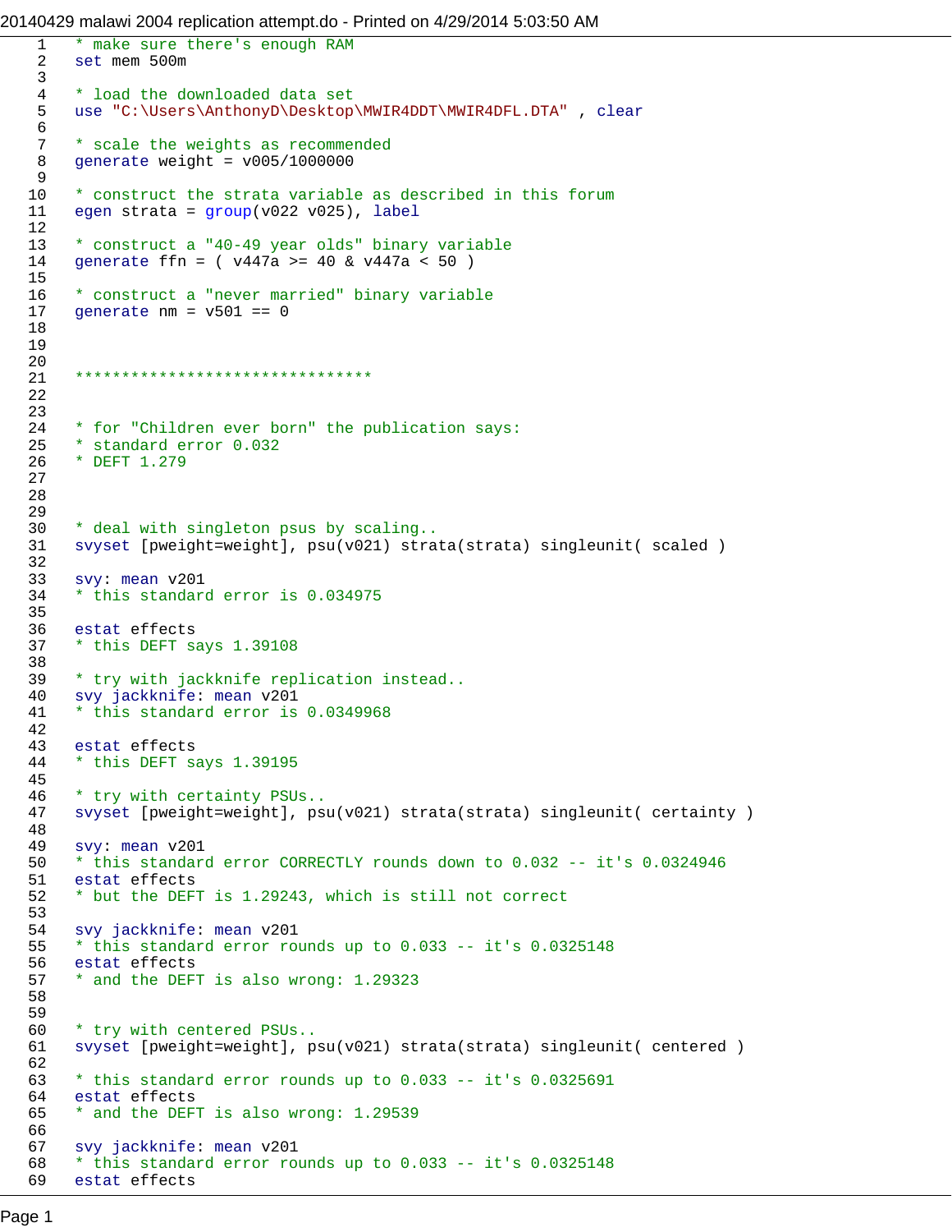20140429 malawi 2004 replication attempt.do - Printed on 4/29/2014 5:03:50 AM

```
* make sure there's enough RAM
set mem 500m

* load the downloaded data set
use "C:\Users\AnthonyD\Desktop\MWIR4DDT\MWIR4DFL.DTA" , clear

* scale the weights as recommended
generate weight = v005/1000000

* construct the strata variable as described in this forum
egen strata = group(v022 v025), label

* construct a "40-49 year olds" binary variable
generate ffn = ( v447a >= 40 & v447a < 50 )

* construct a "never married" binary variable
generate nm = v501 == 0



********************************


* for "Children ever born" the publication says:
* standard error 0.032
* DEFT 1.279



* deal with singleton psus by scaling..
svyset [pweight=weight], psu(v021) strata(strata) singleunit( scaled )

svy: mean v201
* this standard error is 0.034975

estat effects
* this DEFT says 1.39108

* try with jackknife replication instead..
svy jackknife: mean v201
* this standard error is 0.0349968

estat effects
* this DEFT says 1.39195

* try with certainty PSUs..
svyset [pweight=weight], psu(v021) strata(strata) singleunit( certainty )

svy: mean v201
* this standard error CORRECTLY rounds down to 0.032 -- it's 0.0324946
estat effects
* but the DEFT is 1.29243, which is still not correct

svy jackknife: mean v201
* this standard error rounds up to 0.033 -- it's 0.0325148
estat effects
* and the DEFT is also wrong: 1.29323


* try with centered PSUs..
svyset [pweight=weight], psu(v021) strata(strata) singleunit( centered )

* this standard error rounds up to 0.033 -- it's 0.0325691
estat effects
* and the DEFT is also wrong: 1.29539

svy jackknife: mean v201
* this standard error rounds up to 0.033 -- it's 0.0325148
estat effects
```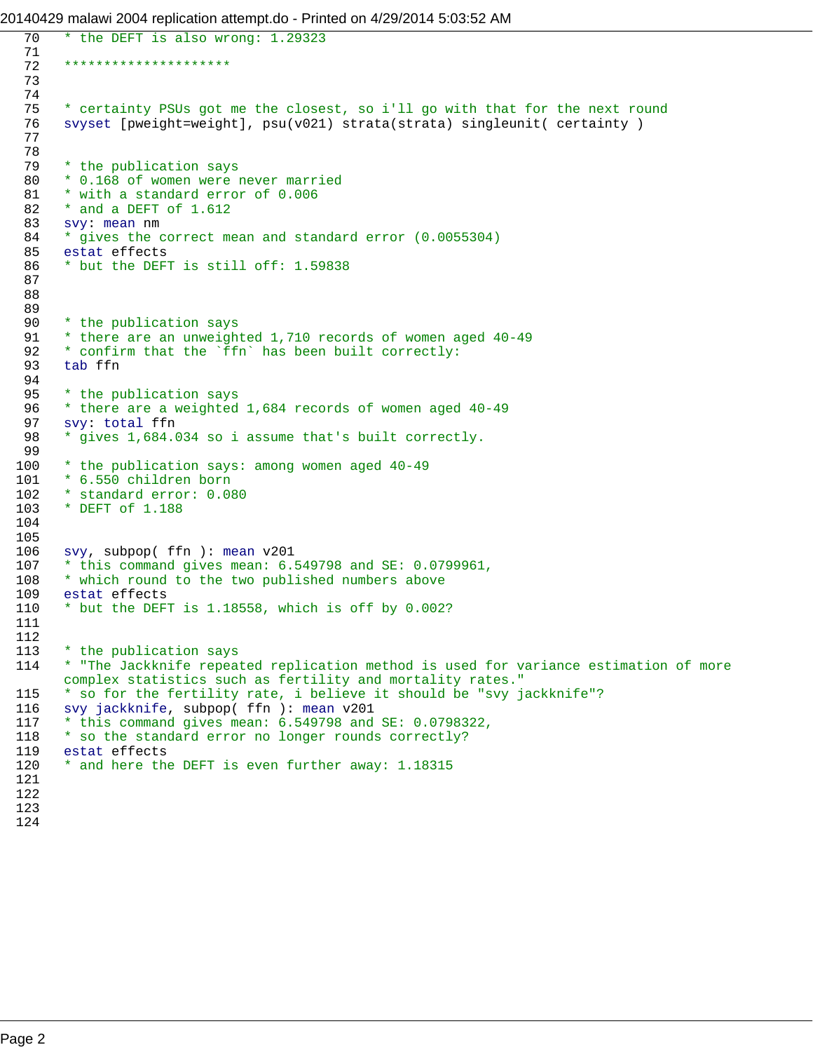```
 70   * the DEFT is also wrong: 1.29323
 71
 72   *********************
 73
 74
 75   * certainty PSUs got me the closest, so i'll go with that for the next round
 76   svyset [pweight=weight], psu(v021) strata(strata) singleunit( certainty )
 77
 78
 79   * the publication says
 80   * 0.168 of women were never married
 81   * with a standard error of 0.006
 82   * and a DEFT of 1.612
 83   svy: mean nm
 84   * gives the correct mean and standard error (0.0055304)
 85   estat effects
 86   * but the DEFT is still off: 1.59838
 87
 88
 89
 90   * the publication says
 91   * there are an unweighted 1,710 records of women aged 40-49
 92   * confirm that the `ffn` has been built correctly:
 93   tab ffn
 94
 95   * the publication says
 96   * there are a weighted 1,684 records of women aged 40-49
 97   svy: total ffn
 98   * gives 1,684.034 so i assume that's built correctly.
 99
100   * the publication says: among women aged 40-49
101   * 6.550 children born
102   * standard error: 0.080
103   * DEFT of 1.188
104
105
106   svy, subpop( ffn ): mean v201
107   * this command gives mean: 6.549798 and SE: 0.0799961,
108   * which round to the two published numbers above
109   estat effects
110   * but the DEFT is 1.18558, which is off by 0.002?
111
112
113   * the publication says
114   * "The Jackknife repeated replication method is used for variance estimation of more
      complex statistics such as fertility and mortality rates."
115   * so for the fertility rate, i believe it should be "svy jackknife"?
116   svy jackknife, subpop( ffn ): mean v201
117   * this command gives mean: 6.549798 and SE: 0.0798322,
118   * so the standard error no longer rounds correctly?
119   estat effects
120   * and here the DEFT is even further away: 1.18315
121
122
123
124
```